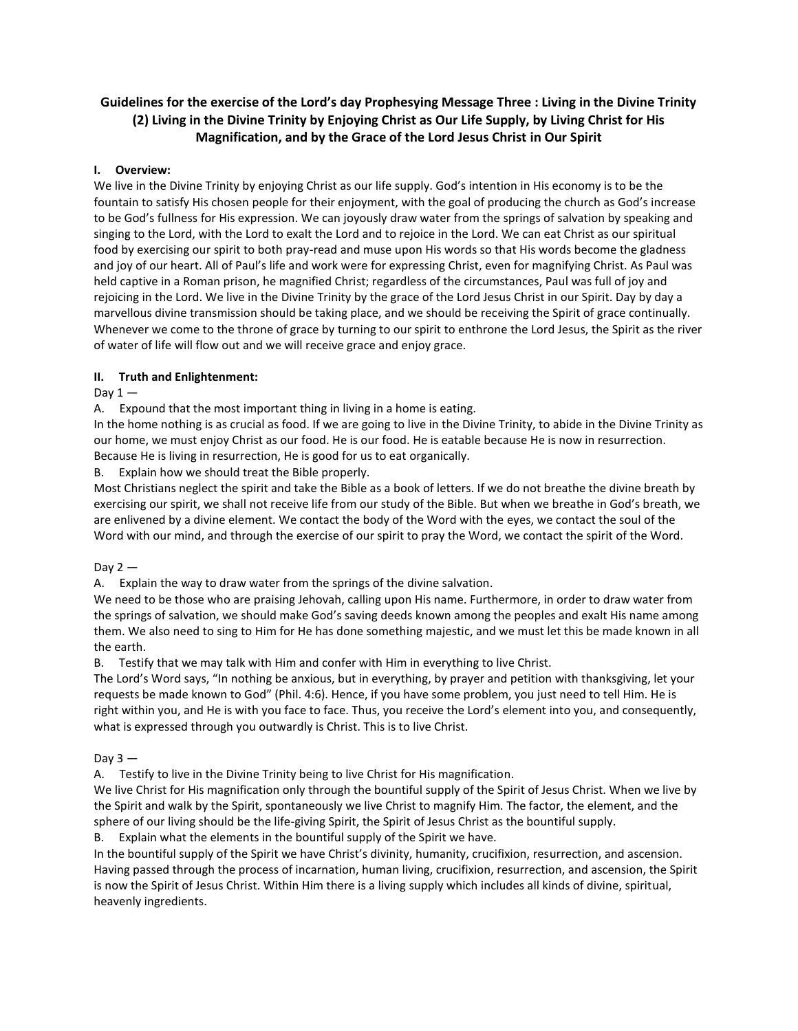# Guidelines for the exercise of the Lord's day Prophesying Message Three : Living in the Divine Trinity (2) Living in the Divine Trinity by Enjoying Christ as Our Life Supply, by Living Christ for His Magnification, and by the Grace of the Lord Jesus Christ in Our Spirit

## I. Overview:

We live in the Divine Trinity by enjoying Christ as our life supply. God's intention in His economy is to be the fountain to satisfy His chosen people for their enjoyment, with the goal of producing the church as God's increase to be God's fullness for His expression. We can joyously draw water from the springs of salvation by speaking and singing to the Lord, with the Lord to exalt the Lord and to rejoice in the Lord. We can eat Christ as our spiritual food by exercising our spirit to both pray-read and muse upon His words so that His words become the gladness and joy of our heart. All of Paul's life and work were for expressing Christ, even for magnifying Christ. As Paul was held captive in a Roman prison, he magnified Christ; regardless of the circumstances, Paul was full of joy and rejoicing in the Lord. We live in the Divine Trinity by the grace of the Lord Jesus Christ in our Spirit. Day by day a marvellous divine transmission should be taking place, and we should be receiving the Spirit of grace continually. Whenever we come to the throne of grace by turning to our spirit to enthrone the Lord Jesus, the Spirit as the river of water of life will flow out and we will receive grace and enjoy grace.

## II. Truth and Enlightenment:

Day 1 —

A. Expound that the most important thing in living in a home is eating.

In the home nothing is as crucial as food. If we are going to live in the Divine Trinity, to abide in the Divine Trinity as our home, we must enjoy Christ as our food. He is our food. He is eatable because He is now in resurrection. Because He is living in resurrection, He is good for us to eat organically.

B. Explain how we should treat the Bible properly.

Most Christians neglect the spirit and take the Bible as a book of letters. If we do not breathe the divine breath by exercising our spirit, we shall not receive life from our study of the Bible. But when we breathe in God's breath, we are enlivened by a divine element. We contact the body of the Word with the eyes, we contact the soul of the Word with our mind, and through the exercise of our spirit to pray the Word, we contact the spirit of the Word.

Day 2 —

A. Explain the way to draw water from the springs of the divine salvation.

We need to be those who are praising Jehovah, calling upon His name. Furthermore, in order to draw water from the springs of salvation, we should make God's saving deeds known among the peoples and exalt His name among them. We also need to sing to Him for He has done something majestic, and we must let this be made known in all the earth.

B. Testify that we may talk with Him and confer with Him in everything to live Christ.

The Lord's Word says, "In nothing be anxious, but in everything, by prayer and petition with thanksgiving, let your requests be made known to God" (Phil. 4:6). Hence, if you have some problem, you just need to tell Him. He is right within you, and He is with you face to face. Thus, you receive the Lord's element into you, and consequently, what is expressed through you outwardly is Christ. This is to live Christ.

Day 3 —

A. Testify to live in the Divine Trinity being to live Christ for His magnification.

We live Christ for His magnification only through the bountiful supply of the Spirit of Jesus Christ. When we live by the Spirit and walk by the Spirit, spontaneously we live Christ to magnify Him. The factor, the element, and the sphere of our living should be the life-giving Spirit, the Spirit of Jesus Christ as the bountiful supply.

B. Explain what the elements in the bountiful supply of the Spirit we have.

In the bountiful supply of the Spirit we have Christ's divinity, humanity, crucifixion, resurrection, and ascension. Having passed through the process of incarnation, human living, crucifixion, resurrection, and ascension, the Spirit is now the Spirit of Jesus Christ. Within Him there is a living supply which includes all kinds of divine, spiritual, heavenly ingredients.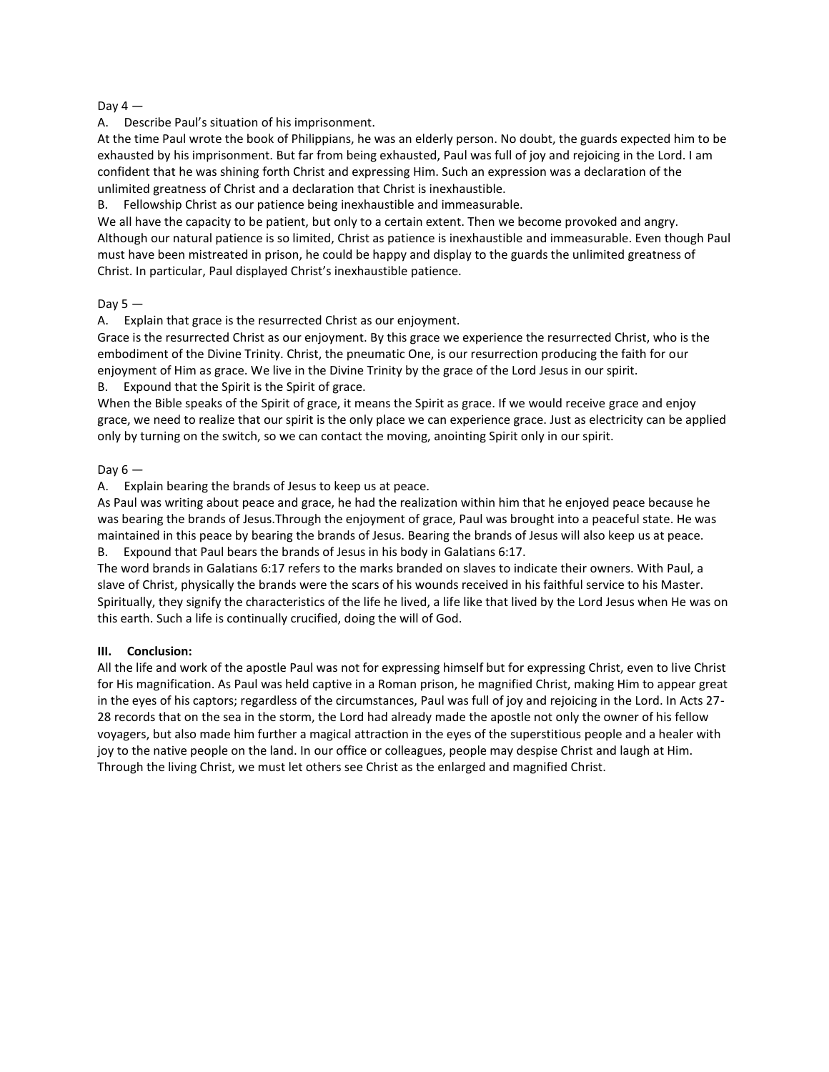Day 4 —

A. Describe Paul's situation of his imprisonment.

At the time Paul wrote the book of Philippians, he was an elderly person. No doubt, the guards expected him to be exhausted by his imprisonment. But far from being exhausted, Paul was full of joy and rejoicing in the Lord. I am confident that he was shining forth Christ and expressing Him. Such an expression was a declaration of the unlimited greatness of Christ and a declaration that Christ is inexhaustible.

B. Fellowship Christ as our patience being inexhaustible and immeasurable.

We all have the capacity to be patient, but only to a certain extent. Then we become provoked and angry. Although our natural patience is so limited, Christ as patience is inexhaustible and immeasurable. Even though Paul must have been mistreated in prison, he could be happy and display to the guards the unlimited greatness of Christ. In particular, Paul displayed Christ's inexhaustible patience.

Day 5 —

A. Explain that grace is the resurrected Christ as our enjoyment.

Grace is the resurrected Christ as our enjoyment. By this grace we experience the resurrected Christ, who is the embodiment of the Divine Trinity. Christ, the pneumatic One, is our resurrection producing the faith for our enjoyment of Him as grace. We live in the Divine Trinity by the grace of the Lord Jesus in our spirit.

B. Expound that the Spirit is the Spirit of grace.

When the Bible speaks of the Spirit of grace, it means the Spirit as grace. If we would receive grace and enjoy grace, we need to realize that our spirit is the only place we can experience grace. Just as electricity can be applied only by turning on the switch, so we can contact the moving, anointing Spirit only in our spirit.

Day 6 —

A. Explain bearing the brands of Jesus to keep us at peace.

As Paul was writing about peace and grace, he had the realization within him that he enjoyed peace because he was bearing the brands of Jesus.Through the enjoyment of grace, Paul was brought into a peaceful state. He was maintained in this peace by bearing the brands of Jesus. Bearing the brands of Jesus will also keep us at peace.

B. Expound that Paul bears the brands of Jesus in his body in Galatians 6:17.

The word brands in Galatians 6:17 refers to the marks branded on slaves to indicate their owners. With Paul, a slave of Christ, physically the brands were the scars of his wounds received in his faithful service to his Master. Spiritually, they signify the characteristics of the life he lived, a life like that lived by the Lord Jesus when He was on this earth. Such a life is continually crucified, doing the will of God.

**III. Conclusion:**

All the life and work of the apostle Paul was not for expressing himself but for expressing Christ, even to live Christ for His magnification. As Paul was held captive in a Roman prison, he magnified Christ, making Him to appear great in the eyes of his captors; regardless of the circumstances, Paul was full of joy and rejoicing in the Lord. In Acts 27-28 records that on the sea in the storm, the Lord had already made the apostle not only the owner of his fellow voyagers, but also made him further a magical attraction in the eyes of the superstitious people and a healer with joy to the native people on the land. In our office or colleagues, people may despise Christ and laugh at Him. Through the living Christ, we must let others see Christ as the enlarged and magnified Christ.